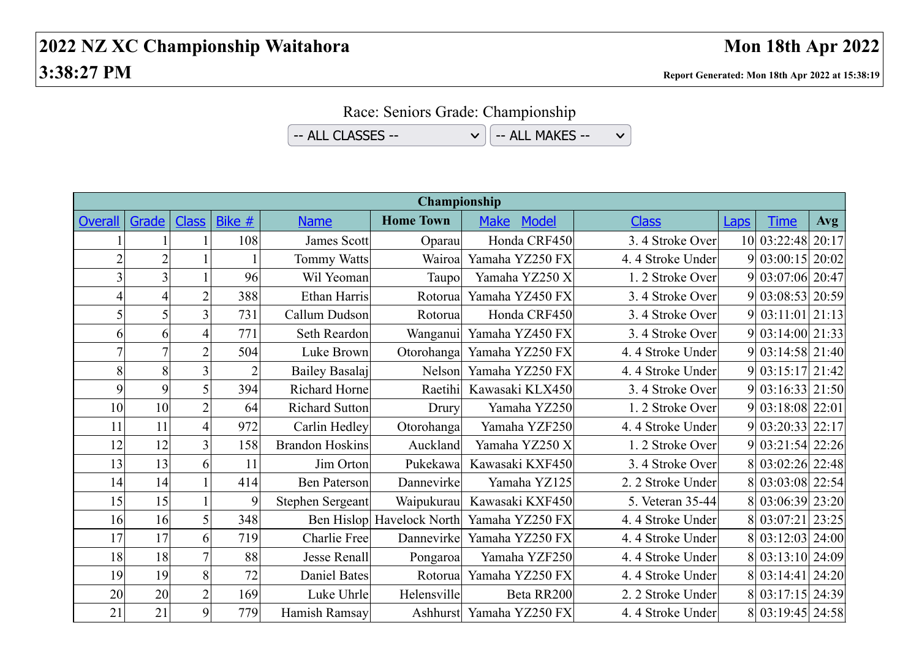# 2022 NZ XC Championship Waitahora

**Mon 18th Apr 2022**

**3:38:27 PM**

**Report Generated: Mon 18th Apr 2022 at 15:38:19**

Race: Seniors Grade: Championship

-- ALL CLASSES -- | -- ALL MAKES --

| Championship | | | | | | | | | | |
|---|---|---|---|---|---|---|---|---|---|---|
| Overall | Grade | Class | Bike # | Name | Home Town | Make Model | Class | Laps | Time | Avg |
| 1 | 1 | 1 | 108 | James Scott | Oparau | Honda CRF450 | 3. 4 Stroke Over | 10 | 03:22:48 | 20:17 |
| 2 | 2 | 1 | 1 | Tommy Watts | Wairoa | Yamaha YZ250 FX | 4. 4 Stroke Under | 9 | 03:00:15 | 20:02 |
| 3 | 3 | 1 | 96 | Wil Yeoman | Taupo | Yamaha YZ250 X | 1. 2 Stroke Over | 9 | 03:07:06 | 20:47 |
| 4 | 4 | 2 | 388 | Ethan Harris | Rotorua | Yamaha YZ450 FX | 3. 4 Stroke Over | 9 | 03:08:53 | 20:59 |
| 5 | 5 | 3 | 731 | Callum Dudson | Rotorua | Honda CRF450 | 3. 4 Stroke Over | 9 | 03:11:01 | 21:13 |
| 6 | 6 | 4 | 771 | Seth Reardon | Wanganui | Yamaha YZ450 FX | 3. 4 Stroke Over | 9 | 03:14:00 | 21:33 |
| 7 | 7 | 2 | 504 | Luke Brown | Otorohanga | Yamaha YZ250 FX | 4. 4 Stroke Under | 9 | 03:14:58 | 21:40 |
| 8 | 8 | 3 | 2 | Bailey Basalaj | Nelson | Yamaha YZ250 FX | 4. 4 Stroke Under | 9 | 03:15:17 | 21:42 |
| 9 | 9 | 5 | 394 | Richard Horne | Raetihi | Kawasaki KLX450 | 3. 4 Stroke Over | 9 | 03:16:33 | 21:50 |
| 10 | 10 | 2 | 64 | Richard Sutton | Drury | Yamaha YZ250 | 1. 2 Stroke Over | 9 | 03:18:08 | 22:01 |
| 11 | 11 | 4 | 972 | Carlin Hedley | Otorohanga | Yamaha YZF250 | 4. 4 Stroke Under | 9 | 03:20:33 | 22:17 |
| 12 | 12 | 3 | 158 | Brandon Hoskins | Auckland | Yamaha YZ250 X | 1. 2 Stroke Over | 9 | 03:21:54 | 22:26 |
| 13 | 13 | 6 | 11 | Jim Orton | Pukekawa | Kawasaki KXF450 | 3. 4 Stroke Over | 8 | 03:02:26 | 22:48 |
| 14 | 14 | 1 | 414 | Ben Paterson | Dannevirke | Yamaha YZ125 | 2. 2 Stroke Under | 8 | 03:03:08 | 22:54 |
| 15 | 15 | 1 | 9 | Stephen Sergeant | Waipukurau | Kawasaki KXF450 | 5. Veteran 35-44 | 8 | 03:06:39 | 23:20 |
| 16 | 16 | 5 | 348 | Ben Hislop | Havelock North | Yamaha YZ250 FX | 4. 4 Stroke Under | 8 | 03:07:21 | 23:25 |
| 17 | 17 | 6 | 719 | Charlie Free | Dannevirke | Yamaha YZ250 FX | 4. 4 Stroke Under | 8 | 03:12:03 | 24:00 |
| 18 | 18 | 7 | 88 | Jesse Renall | Pongaroa | Yamaha YZF250 | 4. 4 Stroke Under | 8 | 03:13:10 | 24:09 |
| 19 | 19 | 8 | 72 | Daniel Bates | Rotorua | Yamaha YZ250 FX | 4. 4 Stroke Under | 8 | 03:14:41 | 24:20 |
| 20 | 20 | 2 | 169 | Luke Uhrle | Helensville | Beta RR200 | 2. 2 Stroke Under | 8 | 03:17:15 | 24:39 |
| 21 | 21 | 9 | 779 | Hamish Ramsay | Ashhurst | Yamaha YZ250 FX | 4. 4 Stroke Under | 8 | 03:19:45 | 24:58 |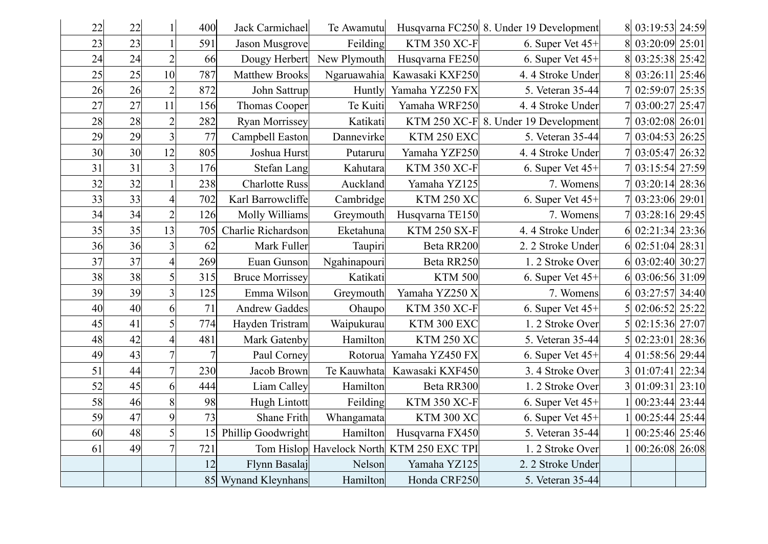| | | | | | | | | | | |
|---|---|---|---|---|---|---|---|---|---|---|
| 22 | 22 | 1 | 400 | Jack Carmichael | Te Awamutu | Husqvarna FC250 | 8. Under 19 Development | 8 | 03:19:53 | 24:59 |
| 23 | 23 | 1 | 591 | Jason Musgrove | Feilding | KTM 350 XC-F | 6. Super Vet 45+ | 8 | 03:20:09 | 25:01 |
| 24 | 24 | 2 | 66 | Dougy Herbert | New Plymouth | Husqvarna FE250 | 6. Super Vet 45+ | 8 | 03:25:38 | 25:42 |
| 25 | 25 | 10 | 787 | Matthew Brooks | Ngaruawahia | Kawasaki KXF250 | 4. 4 Stroke Under | 8 | 03:26:11 | 25:46 |
| 26 | 26 | 2 | 872 | John Sattrup | Huntly | Yamaha YZ250 FX | 5. Veteran 35-44 | 7 | 02:59:07 | 25:35 |
| 27 | 27 | 11 | 156 | Thomas Cooper | Te Kuiti | Yamaha WRF250 | 4. 4 Stroke Under | 7 | 03:00:27 | 25:47 |
| 28 | 28 | 2 | 282 | Ryan Morrissey | Katikati | KTM 250 XC-F | 8. Under 19 Development | 7 | 03:02:08 | 26:01 |
| 29 | 29 | 3 | 77 | Campbell Easton | Dannevirke | KTM 250 EXC | 5. Veteran 35-44 | 7 | 03:04:53 | 26:25 |
| 30 | 30 | 12 | 805 | Joshua Hurst | Putaruru | Yamaha YZF250 | 4. 4 Stroke Under | 7 | 03:05:47 | 26:32 |
| 31 | 31 | 3 | 176 | Stefan Lang | Kahutara | KTM 350 XC-F | 6. Super Vet 45+ | 7 | 03:15:54 | 27:59 |
| 32 | 32 | 1 | 238 | Charlotte Russ | Auckland | Yamaha YZ125 | 7. Womens | 7 | 03:20:14 | 28:36 |
| 33 | 33 | 4 | 702 | Karl Barrowcliffe | Cambridge | KTM 250 XC | 6. Super Vet 45+ | 7 | 03:23:06 | 29:01 |
| 34 | 34 | 2 | 126 | Molly Williams | Greymouth | Husqvarna TE150 | 7. Womens | 7 | 03:28:16 | 29:45 |
| 35 | 35 | 13 | 705 | Charlie Richardson | Eketahuna | KTM 250 SX-F | 4. 4 Stroke Under | 6 | 02:21:34 | 23:36 |
| 36 | 36 | 3 | 62 | Mark Fuller | Taupiri | Beta RR200 | 2. 2 Stroke Under | 6 | 02:51:04 | 28:31 |
| 37 | 37 | 4 | 269 | Euan Gunson | Ngahinapouri | Beta RR250 | 1. 2 Stroke Over | 6 | 03:02:40 | 30:27 |
| 38 | 38 | 5 | 315 | Bruce Morrissey | Katikati | KTM 500 | 6. Super Vet 45+ | 6 | 03:06:56 | 31:09 |
| 39 | 39 | 3 | 125 | Emma Wilson | Greymouth | Yamaha YZ250 X | 7. Womens | 6 | 03:27:57 | 34:40 |
| 40 | 40 | 6 | 71 | Andrew Gaddes | Ohaupo | KTM 350 XC-F | 6. Super Vet 45+ | 5 | 02:06:52 | 25:22 |
| 45 | 41 | 5 | 774 | Hayden Tristram | Waipukurau | KTM 300 EXC | 1. 2 Stroke Over | 5 | 02:15:36 | 27:07 |
| 48 | 42 | 4 | 481 | Mark Gatenby | Hamilton | KTM 250 XC | 5. Veteran 35-44 | 5 | 02:23:01 | 28:36 |
| 49 | 43 | 7 | 7 | Paul Corney | Rotorua | Yamaha YZ450 FX | 6. Super Vet 45+ | 4 | 01:58:56 | 29:44 |
| 51 | 44 | 7 | 230 | Jacob Brown | Te Kauwhata | Kawasaki KXF450 | 3. 4 Stroke Over | 3 | 01:07:41 | 22:34 |
| 52 | 45 | 6 | 444 | Liam Calley | Hamilton | Beta RR300 | 1. 2 Stroke Over | 3 | 01:09:31 | 23:10 |
| 58 | 46 | 8 | 98 | Hugh Lintott | Feilding | KTM 350 XC-F | 6. Super Vet 45+ | 1 | 00:23:44 | 23:44 |
| 59 | 47 | 9 | 73 | Shane Frith | Whangamata | KTM 300 XC | 6. Super Vet 45+ | 1 | 00:25:44 | 25:44 |
| 60 | 48 | 5 | 15 | Phillip Goodwright | Hamilton | Husqvarna FX450 | 5. Veteran 35-44 | 1 | 00:25:46 | 25:46 |
| 61 | 49 | 7 | 721 | Tom Hislop | Havelock North | KTM 250 EXC TPI | 1. 2 Stroke Over | 1 | 00:26:08 | 26:08 |
| | | | 12 | Flynn Basalaj | Nelson | Yamaha YZ125 | 2. 2 Stroke Under | | | |
| | | | 85 | Wynand Kleynhans | Hamilton | Honda CRF250 | 5. Veteran 35-44 | | | |